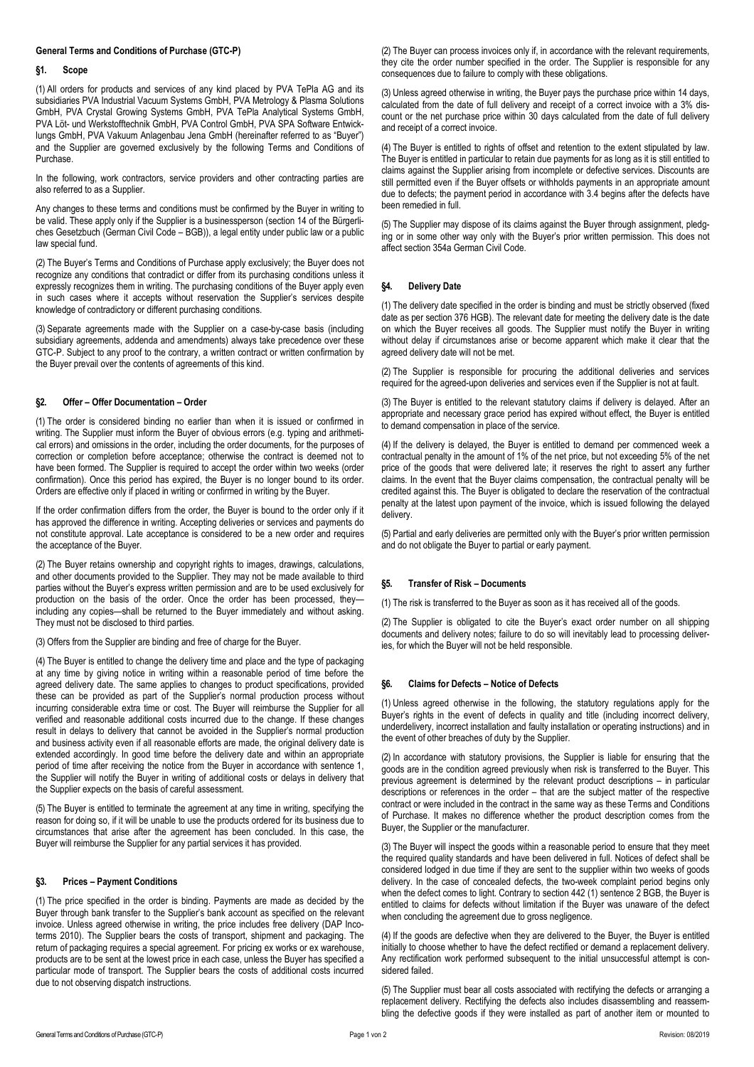**General Terms and Conditions of Purchase (GTC-P)**

## §1. Scope

(1) All orders for products and services of any kind placed by PVA TePla AG and its subsidiaries PVA Industrial Vacuum Systems GmbH, PVA Metrology & Plasma Solutions GmbH, PVA Crystal Growing Systems GmbH, PVA TePla Analytical Systems GmbH, PVA Löt- und Werkstofftechnik GmbH, PVA Control GmbH, PVA SPA Software Entwicklungs GmbH, PVA Vakuum Anlagenbau Jena GmbH (hereinafter referred to as "Buyer") and the Supplier are governed exclusively by the following Terms and Conditions of Purchase.

In the following, work contractors, service providers and other contracting parties are also referred to as a Supplier.

Any changes to these terms and conditions must be confirmed by the Buyer in writing to be valid. These apply only if the Supplier is a businessperson (section 14 of the Bürgerliches Gesetzbuch (German Civil Code – BGB)), a legal entity under public law or a public law special fund.

(2) The Buyer's Terms and Conditions of Purchase apply exclusively; the Buyer does not recognize any conditions that contradict or differ from its purchasing conditions unless it expressly recognizes them in writing. The purchasing conditions of the Buyer apply even in such cases where it accepts without reservation the Supplier's services despite knowledge of contradictory or different purchasing conditions.

(3) Separate agreements made with the Supplier on a case-by-case basis (including subsidiary agreements, addenda and amendments) always take precedence over these GTC-P. Subject to any proof to the contrary, a written contract or written confirmation by the Buyer prevail over the contents of agreements of this kind.

## §2. Offer – Offer Documentation – Order

(1) The order is considered binding no earlier than when it is issued or confirmed in writing. The Supplier must inform the Buyer of obvious errors (e.g. typing and arithmetical errors) and omissions in the order, including the order documents, for the purposes of correction or completion before acceptance; otherwise the contract is deemed not to have been formed. The Supplier is required to accept the order within two weeks (order confirmation). Once this period has expired, the Buyer is no longer bound to its order. Orders are effective only if placed in writing or confirmed in writing by the Buyer.

If the order confirmation differs from the order, the Buyer is bound to the order only if it has approved the difference in writing. Accepting deliveries or services and payments do not constitute approval. Late acceptance is considered to be a new order and requires the acceptance of the Buyer.

(2) The Buyer retains ownership and copyright rights to images, drawings, calculations, and other documents provided to the Supplier. They may not be made available to third parties without the Buyer's express written permission and are to be used exclusively for production on the basis of the order. Once the order has been processed, they—including any copies—shall be returned to the Buyer immediately and without asking. They must not be disclosed to third parties.

(3) Offers from the Supplier are binding and free of charge for the Buyer.

(4) The Buyer is entitled to change the delivery time and place and the type of packaging at any time by giving notice in writing within a reasonable period of time before the agreed delivery date. The same applies to changes to product specifications, provided these can be provided as part of the Supplier's normal production process without incurring considerable extra time or cost. The Buyer will reimburse the Supplier for all verified and reasonable additional costs incurred due to the change. If these changes result in delays to delivery that cannot be avoided in the Supplier's normal production and business activity even if all reasonable efforts are made, the original delivery date is extended accordingly. In good time before the delivery date and within an appropriate period of time after receiving the notice from the Buyer in accordance with sentence 1, the Supplier will notify the Buyer in writing of additional costs or delays in delivery that the Supplier expects on the basis of careful assessment.

(5) The Buyer is entitled to terminate the agreement at any time in writing, specifying the reason for doing so, if it will be unable to use the products ordered for its business due to circumstances that arise after the agreement has been concluded. In this case, the Buyer will reimburse the Supplier for any partial services it has provided.

## §3. Prices – Payment Conditions

(1) The price specified in the order is binding. Payments are made as decided by the Buyer through bank transfer to the Supplier's bank account as specified on the relevant invoice. Unless agreed otherwise in writing, the price includes free delivery (DAP Incoterms 2010). The Supplier bears the costs of transport, shipment and packaging. The return of packaging requires a special agreement. For pricing ex works or ex warehouse, products are to be sent at the lowest price in each case, unless the Buyer has specified a particular mode of transport. The Supplier bears the costs of additional costs incurred due to not observing dispatch instructions.

(2) The Buyer can process invoices only if, in accordance with the relevant requirements, they cite the order number specified in the order. The Supplier is responsible for any consequences due to failure to comply with these obligations.

(3) Unless agreed otherwise in writing, the Buyer pays the purchase price within 14 days, calculated from the date of full delivery and receipt of a correct invoice with a 3% discount or the net purchase price within 30 days calculated from the date of full delivery and receipt of a correct invoice.

(4) The Buyer is entitled to rights of offset and retention to the extent stipulated by law. The Buyer is entitled in particular to retain due payments for as long as it is still entitled to claims against the Supplier arising from incomplete or defective services. Discounts are still permitted even if the Buyer offsets or withholds payments in an appropriate amount due to defects; the payment period in accordance with 3.4 begins after the defects have been remedied in full.

(5) The Supplier may dispose of its claims against the Buyer through assignment, pledging or in some other way only with the Buyer's prior written permission. This does not affect section 354a German Civil Code.

## §4. Delivery Date

(1) The delivery date specified in the order is binding and must be strictly observed (fixed date as per section 376 HGB). The relevant date for meeting the delivery date is the date on which the Buyer receives all goods. The Supplier must notify the Buyer in writing without delay if circumstances arise or become apparent which make it clear that the agreed delivery date will not be met.

(2) The Supplier is responsible for procuring the additional deliveries and services required for the agreed-upon deliveries and services even if the Supplier is not at fault.

(3) The Buyer is entitled to the relevant statutory claims if delivery is delayed. After an appropriate and necessary grace period has expired without effect, the Buyer is entitled to demand compensation in place of the service.

(4) If the delivery is delayed, the Buyer is entitled to demand per commenced week a contractual penalty in the amount of 1% of the net price, but not exceeding 5% of the net price of the goods that were delivered late; it reserves the right to assert any further claims. In the event that the Buyer claims compensation, the contractual penalty will be credited against this. The Buyer is obligated to declare the reservation of the contractual penalty at the latest upon payment of the invoice, which is issued following the delayed delivery.

(5) Partial and early deliveries are permitted only with the Buyer's prior written permission and do not obligate the Buyer to partial or early payment.

## §5. Transfer of Risk – Documents

(1) The risk is transferred to the Buyer as soon as it has received all of the goods.

(2) The Supplier is obligated to cite the Buyer's exact order number on all shipping documents and delivery notes; failure to do so will inevitably lead to processing deliveries, for which the Buyer will not be held responsible.

## §6. Claims for Defects – Notice of Defects

(1) Unless agreed otherwise in the following, the statutory regulations apply for the Buyer's rights in the event of defects in quality and title (including incorrect delivery, underdelivery, incorrect installation and faulty installation or operating instructions) and in the event of other breaches of duty by the Supplier.

(2) In accordance with statutory provisions, the Supplier is liable for ensuring that the goods are in the condition agreed previously when risk is transferred to the Buyer. This previous agreement is determined by the relevant product descriptions – in particular descriptions or references in the order – that are the subject matter of the respective contract or were included in the contract in the same way as these Terms and Conditions of Purchase. It makes no difference whether the product description comes from the Buyer, the Supplier or the manufacturer.

(3) The Buyer will inspect the goods within a reasonable period to ensure that they meet the required quality standards and have been delivered in full. Notices of defect shall be considered lodged in due time if they are sent to the supplier within two weeks of goods delivery. In the case of concealed defects, the two-week complaint period begins only when the defect comes to light. Contrary to section 442 (1) sentence 2 BGB, the Buyer is entitled to claims for defects without limitation if the Buyer was unaware of the defect when concluding the agreement due to gross negligence.

(4) If the goods are defective when they are delivered to the Buyer, the Buyer is entitled initially to choose whether to have the defect rectified or demand a replacement delivery. Any rectification work performed subsequent to the initial unsuccessful attempt is considered failed.

(5) The Supplier must bear all costs associated with rectifying the defects or arranging a replacement delivery. Rectifying the defects also includes disassembling and reassembling the defective goods if they were installed as part of another item or mounted to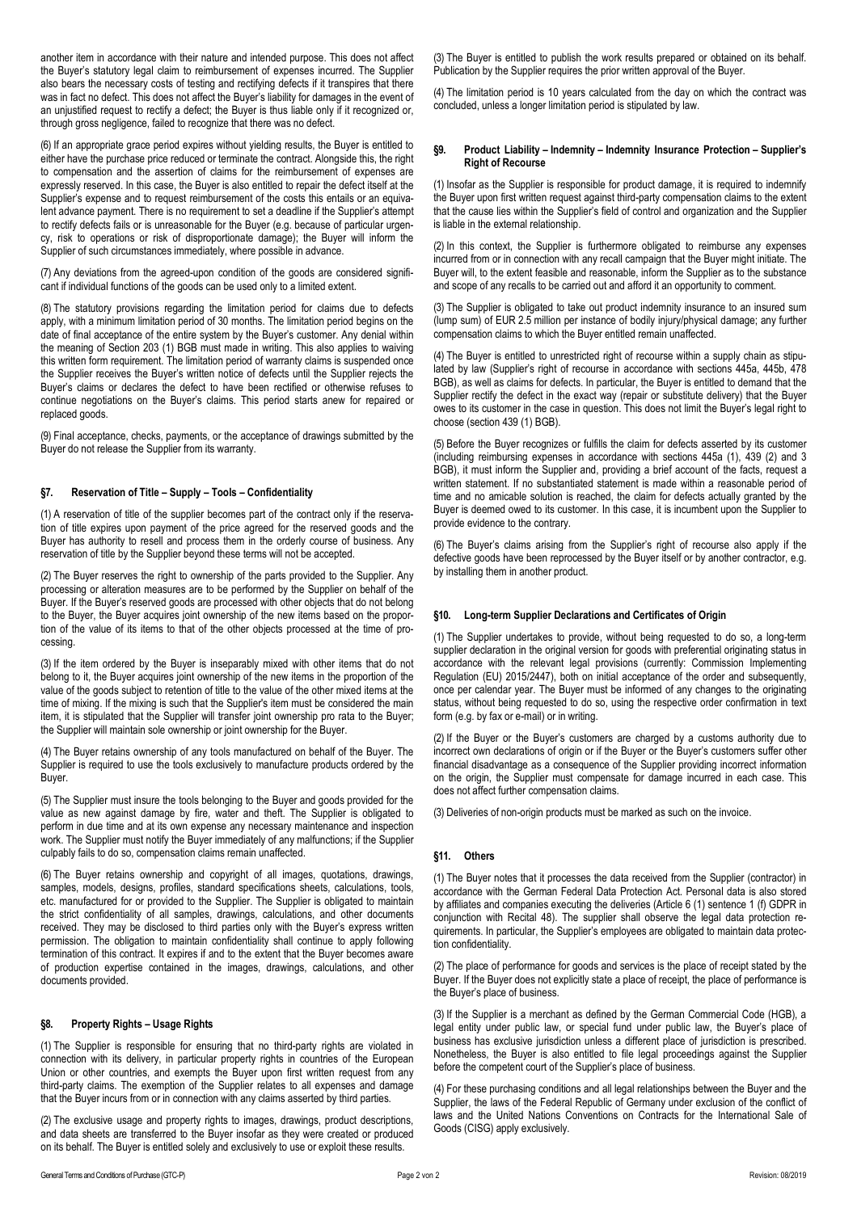another item in accordance with their nature and intended purpose. This does not affect the Buyer's statutory legal claim to reimbursement of expenses incurred. The Supplier also bears the necessary costs of testing and rectifying defects if it transpires that there was in fact no defect. This does not affect the Buyer's liability for damages in the event of an unjustified request to rectify a defect; the Buyer is thus liable only if it recognized or, through gross negligence, failed to recognize that there was no defect.

(6) If an appropriate grace period expires without yielding results, the Buyer is entitled to either have the purchase price reduced or terminate the contract. Alongside this, the right to compensation and the assertion of claims for the reimbursement of expenses are expressly reserved. In this case, the Buyer is also entitled to repair the defect itself at the Supplier's expense and to request reimbursement of the costs this entails or an equivalent advance payment. There is no requirement to set a deadline if the Supplier's attempt to rectify defects fails or is unreasonable for the Buyer (e.g. because of particular urgency, risk to operations or risk of disproportionate damage); the Buyer will inform the Supplier of such circumstances immediately, where possible in advance.

(7) Any deviations from the agreed-upon condition of the goods are considered significant if individual functions of the goods can be used only to a limited extent.

(8) The statutory provisions regarding the limitation period for claims due to defects apply, with a minimum limitation period of 30 months. The limitation period begins on the date of final acceptance of the entire system by the Buyer's customer. Any denial within the meaning of Section 203 (1) BGB must made in writing. This also applies to waiving this written form requirement. The limitation period of warranty claims is suspended once the Supplier receives the Buyer's written notice of defects until the Supplier rejects the Buyer's claims or declares the defect to have been rectified or otherwise refuses to continue negotiations on the Buyer's claims. This period starts anew for repaired or replaced goods.

(9) Final acceptance, checks, payments, or the acceptance of drawings submitted by the Buyer do not release the Supplier from its warranty.

## §7. Reservation of Title – Supply – Tools – Confidentiality

(1) A reservation of title of the supplier becomes part of the contract only if the reservation of title expires upon payment of the price agreed for the reserved goods and the Buyer has authority to resell and process them in the orderly course of business. Any reservation of title by the Supplier beyond these terms will not be accepted.

(2) The Buyer reserves the right to ownership of the parts provided to the Supplier. Any processing or alteration measures are to be performed by the Supplier on behalf of the Buyer. If the Buyer's reserved goods are processed with other objects that do not belong to the Buyer, the Buyer acquires joint ownership of the new items based on the proportion of the value of its items to that of the other objects processed at the time of processing.

(3) If the item ordered by the Buyer is inseparably mixed with other items that do not belong to it, the Buyer acquires joint ownership of the new items in the proportion of the value of the goods subject to retention of title to the value of the other mixed items at the time of mixing. If the mixing is such that the Supplier's item must be considered the main item, it is stipulated that the Supplier will transfer joint ownership pro rata to the Buyer; the Supplier will maintain sole ownership or joint ownership for the Buyer.

(4) The Buyer retains ownership of any tools manufactured on behalf of the Buyer. The Supplier is required to use the tools exclusively to manufacture products ordered by the Buyer.

(5) The Supplier must insure the tools belonging to the Buyer and goods provided for the value as new against damage by fire, water and theft. The Supplier is obligated to perform in due time and at its own expense any necessary maintenance and inspection work. The Supplier must notify the Buyer immediately of any malfunctions; if the Supplier culpably fails to do so, compensation claims remain unaffected.

(6) The Buyer retains ownership and copyright of all images, quotations, drawings, samples, models, designs, profiles, standard specifications sheets, calculations, tools, etc. manufactured for or provided to the Supplier. The Supplier is obligated to maintain the strict confidentiality of all samples, drawings, calculations, and other documents received. They may be disclosed to third parties only with the Buyer's express written permission. The obligation to maintain confidentiality shall continue to apply following termination of this contract. It expires if and to the extent that the Buyer becomes aware of production expertise contained in the images, drawings, calculations, and other documents provided.

## §8. Property Rights – Usage Rights

(1) The Supplier is responsible for ensuring that no third-party rights are violated in connection with its delivery, in particular property rights in countries of the European Union or other countries, and exempts the Buyer upon first written request from any third-party claims. The exemption of the Supplier relates to all expenses and damage that the Buyer incurs from or in connection with any claims asserted by third parties.

(2) The exclusive usage and property rights to images, drawings, product descriptions, and data sheets are transferred to the Buyer insofar as they were created or produced on its behalf. The Buyer is entitled solely and exclusively to use or exploit these results.

(3) The Buyer is entitled to publish the work results prepared or obtained on its behalf. Publication by the Supplier requires the prior written approval of the Buyer.

(4) The limitation period is 10 years calculated from the day on which the contract was concluded, unless a longer limitation period is stipulated by law.

## §9. Product Liability – Indemnity – Indemnity Insurance Protection – Supplier's Right of Recourse

(1) Insofar as the Supplier is responsible for product damage, it is required to indemnify the Buyer upon first written request against third-party compensation claims to the extent that the cause lies within the Supplier's field of control and organization and the Supplier is liable in the external relationship.

(2) In this context, the Supplier is furthermore obligated to reimburse any expenses incurred from or in connection with any recall campaign that the Buyer might initiate. The Buyer will, to the extent feasible and reasonable, inform the Supplier as to the substance and scope of any recalls to be carried out and afford it an opportunity to comment.

(3) The Supplier is obligated to take out product indemnity insurance to an insured sum (lump sum) of EUR 2.5 million per instance of bodily injury/physical damage; any further compensation claims to which the Buyer entitled remain unaffected.

(4) The Buyer is entitled to unrestricted right of recourse within a supply chain as stipulated by law (Supplier's right of recourse in accordance with sections 445a, 445b, 478 BGB), as well as claims for defects. In particular, the Buyer is entitled to demand that the Supplier rectify the defect in the exact way (repair or substitute delivery) that the Buyer owes to its customer in the case in question. This does not limit the Buyer's legal right to choose (section 439 (1) BGB).

(5) Before the Buyer recognizes or fulfills the claim for defects asserted by its customer (including reimbursing expenses in accordance with sections 445a (1), 439 (2) and 3 BGB), it must inform the Supplier and, providing a brief account of the facts, request a written statement. If no substantiated statement is made within a reasonable period of time and no amicable solution is reached, the claim for defects actually granted by the Buyer is deemed owed to its customer. In this case, it is incumbent upon the Supplier to provide evidence to the contrary.

(6) The Buyer's claims arising from the Supplier's right of recourse also apply if the defective goods have been reprocessed by the Buyer itself or by another contractor, e.g. by installing them in another product.

## §10. Long-term Supplier Declarations and Certificates of Origin

(1) The Supplier undertakes to provide, without being requested to do so, a long-term supplier declaration in the original version for goods with preferential originating status in accordance with the relevant legal provisions (currently: Commission Implementing Regulation (EU) 2015/2447), both on initial acceptance of the order and subsequently, once per calendar year. The Buyer must be informed of any changes to the originating status, without being requested to do so, using the respective order confirmation in text form (e.g. by fax or e-mail) or in writing.

(2) If the Buyer or the Buyer's customers are charged by a customs authority due to incorrect own declarations of origin or if the Buyer or the Buyer's customers suffer other financial disadvantage as a consequence of the Supplier providing incorrect information on the origin, the Supplier must compensate for damage incurred in each case. This does not affect further compensation claims.

(3) Deliveries of non-origin products must be marked as such on the invoice.

## §11. Others

(1) The Buyer notes that it processes the data received from the Supplier (contractor) in accordance with the German Federal Data Protection Act. Personal data is also stored by affiliates and companies executing the deliveries (Article 6 (1) sentence 1 (f) GDPR in conjunction with Recital 48). The supplier shall observe the legal data protection requirements. In particular, the Supplier's employees are obligated to maintain data protection confidentiality.

(2) The place of performance for goods and services is the place of receipt stated by the Buyer. If the Buyer does not explicitly state a place of receipt, the place of performance is the Buyer's place of business.

(3) If the Supplier is a merchant as defined by the German Commercial Code (HGB), a legal entity under public law, or special fund under public law, the Buyer's place of business has exclusive jurisdiction unless a different place of jurisdiction is prescribed. Nonetheless, the Buyer is also entitled to file legal proceedings against the Supplier before the competent court of the Supplier's place of business.

(4) For these purchasing conditions and all legal relationships between the Buyer and the Supplier, the laws of the Federal Republic of Germany under exclusion of the conflict of laws and the United Nations Conventions on Contracts for the International Sale of Goods (CISG) apply exclusively.